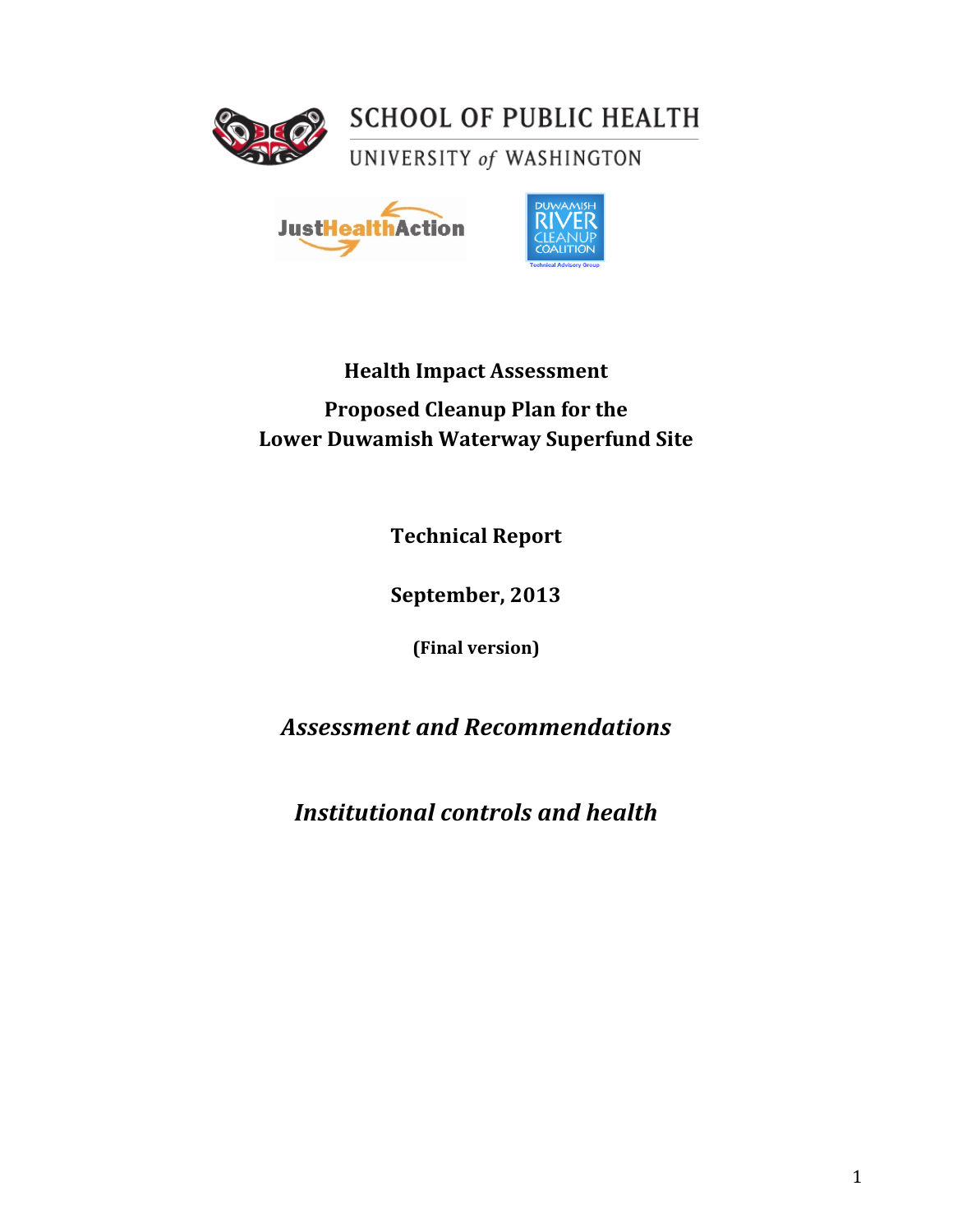SCHOOL OF PUBLIC HEALTH

UNIVERSITY of WASHINGTON

JustHealthAction

DUWAMISH RIVER CLEANUP COALITION

Technical Advisory Group

# Health Impact Assessment

## Proposed Cleanup Plan for the Lower Duwamish Waterway Superfund Site

**Technical Report**

**September, 2013**

**(Final version)**

## *Assessment and Recommendations*

## *Institutional controls and health*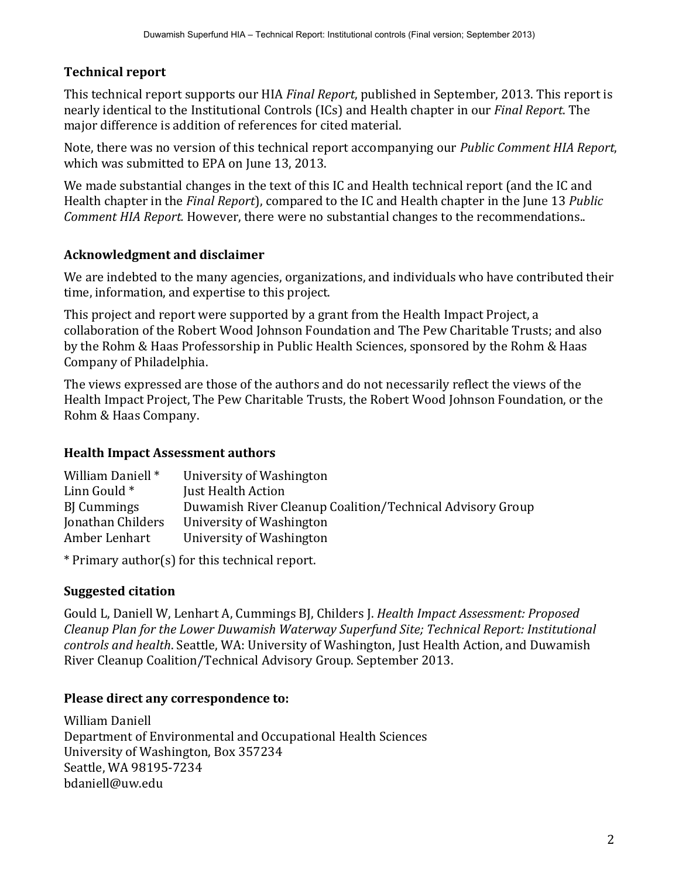## Technical report

This technical report supports our HIA *Final Report*, published in September, 2013. This report is nearly identical to the Institutional Controls (ICs) and Health chapter in our *Final Report*. The major difference is addition of references for cited material.

Note, there was no version of this technical report accompanying our *Public Comment HIA Report*, which was submitted to EPA on June 13, 2013.

We made substantial changes in the text of this IC and Health technical report (and the IC and Health chapter in the *Final Report*), compared to the IC and Health chapter in the June 13 *Public Comment HIA Report.* However, there were no substantial changes to the recommendations..

## Acknowledgment and disclaimer

We are indebted to the many agencies, organizations, and individuals who have contributed their time, information, and expertise to this project.

This project and report were supported by a grant from the Health Impact Project, a collaboration of the Robert Wood Johnson Foundation and The Pew Charitable Trusts; and also by the Rohm & Haas Professorship in Public Health Sciences, sponsored by the Rohm & Haas Company of Philadelphia.

The views expressed are those of the authors and do not necessarily reflect the views of the Health Impact Project, The Pew Charitable Trusts, the Robert Wood Johnson Foundation, or the Rohm & Haas Company.

## Health Impact Assessment authors

| | |
|---|---|
| William Daniell * | University of Washington |
| Linn Gould * | Just Health Action |
| BJ Cummings | Duwamish River Cleanup Coalition/Technical Advisory Group |
| Jonathan Childers | University of Washington |
| Amber Lenhart | University of Washington |

* Primary author(s) for this technical report.

## Suggested citation

Gould L, Daniell W, Lenhart A, Cummings BJ, Childers J. *Health Impact Assessment: Proposed Cleanup Plan for the Lower Duwamish Waterway Superfund Site; Technical Report: Institutional controls and health*. Seattle, WA: University of Washington, Just Health Action, and Duwamish River Cleanup Coalition/Technical Advisory Group. September 2013.

## Please direct any correspondence to:

William Daniell
Department of Environmental and Occupational Health Sciences
University of Washington, Box 357234
Seattle, WA 98195-7234
bdaniell@uw.edu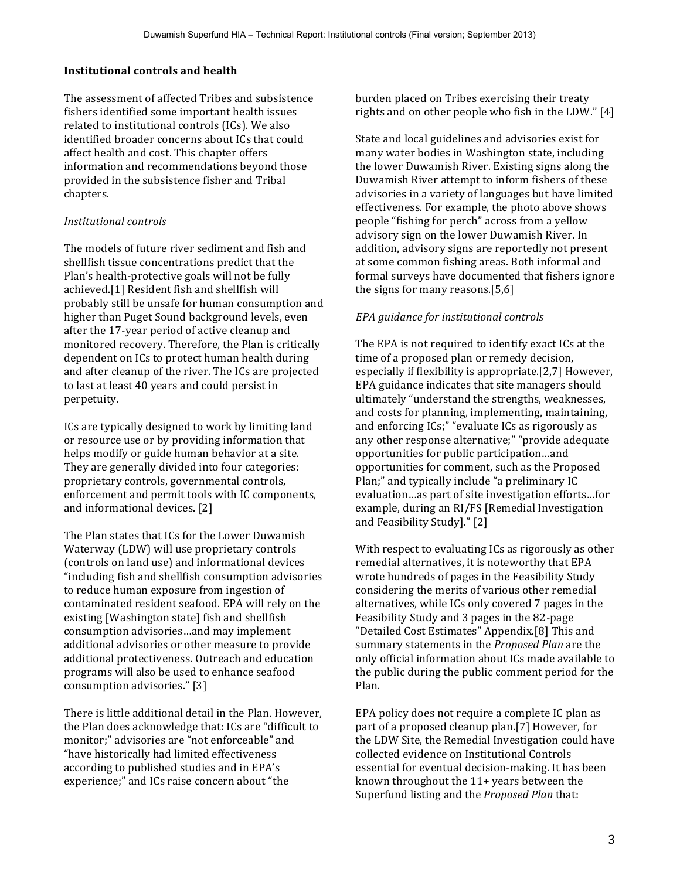**Institutional controls and health**

The assessment of affected Tribes and subsistence fishers identified some important health issues related to institutional controls (ICs). We also identified broader concerns about ICs that could affect health and cost. This chapter offers information and recommendations beyond those provided in the subsistence fisher and Tribal chapters.

*Institutional controls*

The models of future river sediment and fish and shellfish tissue concentrations predict that the Plan's health-protective goals will not be fully achieved.[1] Resident fish and shellfish will probably still be unsafe for human consumption and higher than Puget Sound background levels, even after the 17-year period of active cleanup and monitored recovery. Therefore, the Plan is critically dependent on ICs to protect human health during and after cleanup of the river. The ICs are projected to last at least 40 years and could persist in perpetuity.

ICs are typically designed to work by limiting land or resource use or by providing information that helps modify or guide human behavior at a site. They are generally divided into four categories: proprietary controls, governmental controls, enforcement and permit tools with IC components, and informational devices. [2]

The Plan states that ICs for the Lower Duwamish Waterway (LDW) will use proprietary controls (controls on land use) and informational devices "including fish and shellfish consumption advisories to reduce human exposure from ingestion of contaminated resident seafood. EPA will rely on the existing [Washington state] fish and shellfish consumption advisories…and may implement additional advisories or other measure to provide additional protectiveness. Outreach and education programs will also be used to enhance seafood consumption advisories." [3]

There is little additional detail in the Plan. However, the Plan does acknowledge that: ICs are "difficult to monitor;" advisories are "not enforceable" and "have historically had limited effectiveness according to published studies and in EPA's experience;" and ICs raise concern about "the burden placed on Tribes exercising their treaty rights and on other people who fish in the LDW." [4]

State and local guidelines and advisories exist for many water bodies in Washington state, including the lower Duwamish River. Existing signs along the Duwamish River attempt to inform fishers of these advisories in a variety of languages but have limited effectiveness. For example, the photo above shows people "fishing for perch" across from a yellow advisory sign on the lower Duwamish River. In addition, advisory signs are reportedly not present at some common fishing areas. Both informal and formal surveys have documented that fishers ignore the signs for many reasons.[5,6]

*EPA guidance for institutional controls*

The EPA is not required to identify exact ICs at the time of a proposed plan or remedy decision, especially if flexibility is appropriate.[2,7] However, EPA guidance indicates that site managers should ultimately "understand the strengths, weaknesses, and costs for planning, implementing, maintaining, and enforcing ICs;" "evaluate ICs as rigorously as any other response alternative;" "provide adequate opportunities for public participation…and opportunities for comment, such as the Proposed Plan;" and typically include "a preliminary IC evaluation…as part of site investigation efforts…for example, during an RI/FS [Remedial Investigation and Feasibility Study]." [2]

With respect to evaluating ICs as rigorously as other remedial alternatives, it is noteworthy that EPA wrote hundreds of pages in the Feasibility Study considering the merits of various other remedial alternatives, while ICs only covered 7 pages in the Feasibility Study and 3 pages in the 82-page "Detailed Cost Estimates" Appendix.[8] This and summary statements in the *Proposed Plan* are the only official information about ICs made available to the public during the public comment period for the Plan.

EPA policy does not require a complete IC plan as part of a proposed cleanup plan.[7] However, for the LDW Site, the Remedial Investigation could have collected evidence on Institutional Controls essential for eventual decision-making. It has been known throughout the 11+ years between the Superfund listing and the *Proposed Plan* that: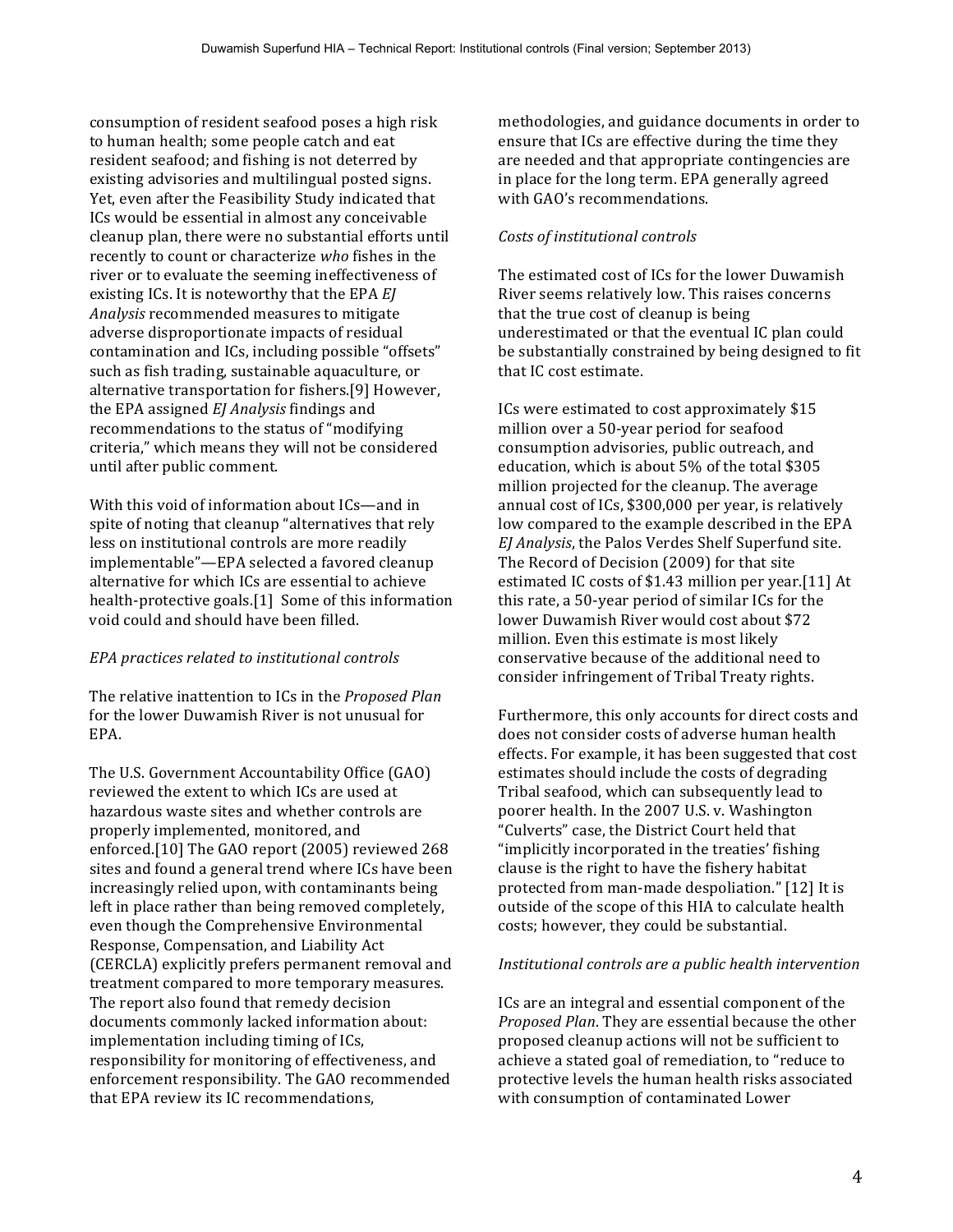consumption of resident seafood poses a high risk to human health; some people catch and eat resident seafood; and fishing is not deterred by existing advisories and multilingual posted signs. Yet, even after the Feasibility Study indicated that ICs would be essential in almost any conceivable cleanup plan, there were no substantial efforts until recently to count or characterize *who* fishes in the river or to evaluate the seeming ineffectiveness of existing ICs. It is noteworthy that the EPA *EJ Analysis* recommended measures to mitigate adverse disproportionate impacts of residual contamination and ICs, including possible "offsets" such as fish trading, sustainable aquaculture, or alternative transportation for fishers.[9] However, the EPA assigned *EJ Analysis* findings and recommendations to the status of "modifying criteria," which means they will not be considered until after public comment.

With this void of information about ICs—and in spite of noting that cleanup "alternatives that rely less on institutional controls are more readily implementable"—EPA selected a favored cleanup alternative for which ICs are essential to achieve health-protective goals.[1] Some of this information void could and should have been filled.

*EPA practices related to institutional controls*

The relative inattention to ICs in the *Proposed Plan* for the lower Duwamish River is not unusual for EPA.

The U.S. Government Accountability Office (GAO) reviewed the extent to which ICs are used at hazardous waste sites and whether controls are properly implemented, monitored, and enforced.[10] The GAO report (2005) reviewed 268 sites and found a general trend where ICs have been increasingly relied upon, with contaminants being left in place rather than being removed completely, even though the Comprehensive Environmental Response, Compensation, and Liability Act (CERCLA) explicitly prefers permanent removal and treatment compared to more temporary measures. The report also found that remedy decision documents commonly lacked information about: implementation including timing of ICs, responsibility for monitoring of effectiveness, and enforcement responsibility. The GAO recommended that EPA review its IC recommendations, methodologies, and guidance documents in order to ensure that ICs are effective during the time they are needed and that appropriate contingencies are in place for the long term. EPA generally agreed with GAO's recommendations.

*Costs of institutional controls*

The estimated cost of ICs for the lower Duwamish River seems relatively low. This raises concerns that the true cost of cleanup is being underestimated or that the eventual IC plan could be substantially constrained by being designed to fit that IC cost estimate.

ICs were estimated to cost approximately $15 million over a 50-year period for seafood consumption advisories, public outreach, and education, which is about 5% of the total $305 million projected for the cleanup. The average annual cost of ICs, $300,000 per year, is relatively low compared to the example described in the EPA *EJ Analysis*, the Palos Verdes Shelf Superfund site. The Record of Decision (2009) for that site estimated IC costs of $1.43 million per year.[11] At this rate, a 50-year period of similar ICs for the lower Duwamish River would cost about $72 million. Even this estimate is most likely conservative because of the additional need to consider infringement of Tribal Treaty rights.

Furthermore, this only accounts for direct costs and does not consider costs of adverse human health effects. For example, it has been suggested that cost estimates should include the costs of degrading Tribal seafood, which can subsequently lead to poorer health. In the 2007 U.S. v. Washington "Culverts" case, the District Court held that "implicitly incorporated in the treaties' fishing clause is the right to have the fishery habitat protected from man-made despoliation." [12] It is outside of the scope of this HIA to calculate health costs; however, they could be substantial.

*Institutional controls are a public health intervention*

ICs are an integral and essential component of the *Proposed Plan*. They are essential because the other proposed cleanup actions will not be sufficient to achieve a stated goal of remediation, to "reduce to protective levels the human health risks associated with consumption of contaminated Lower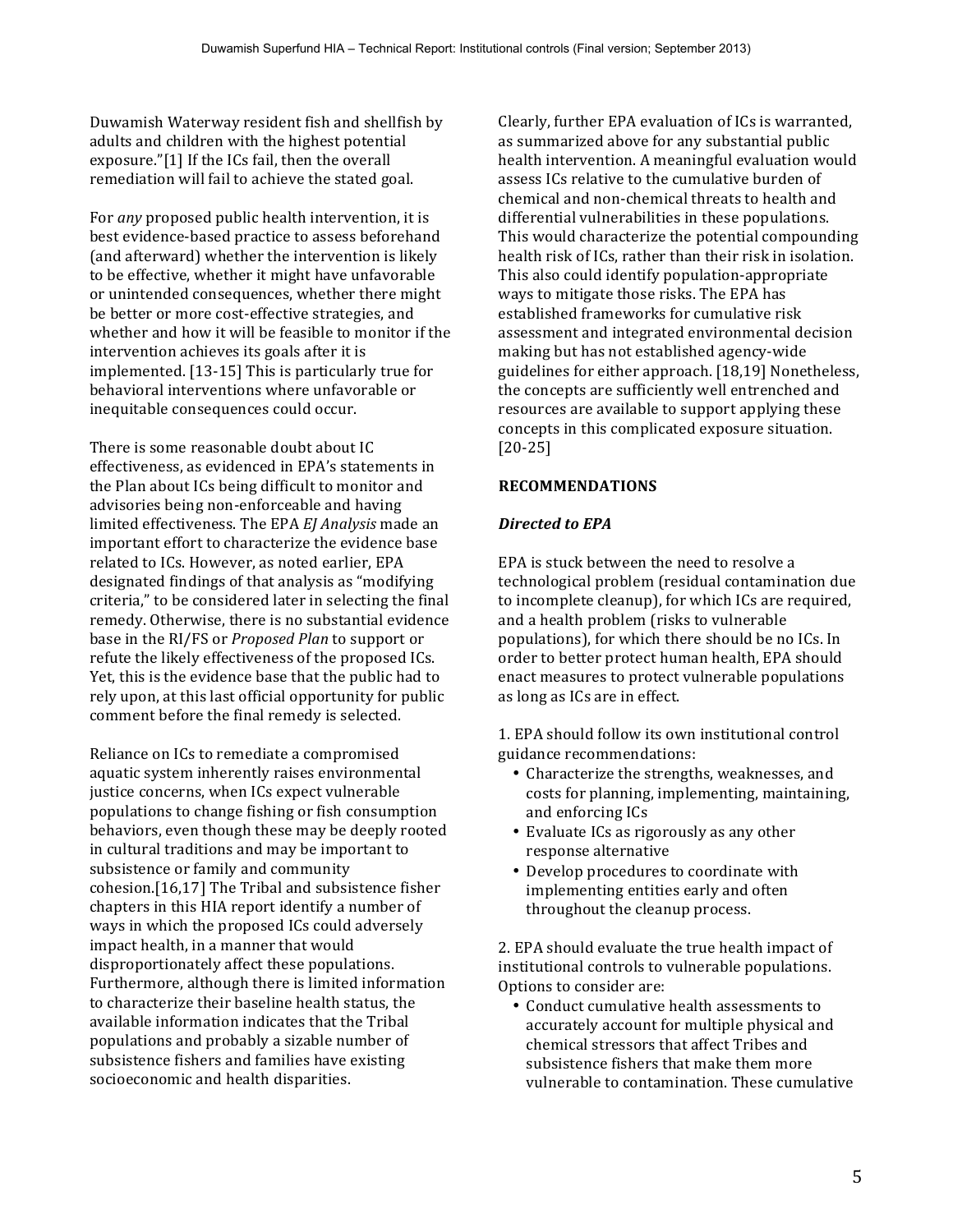Duwamish Waterway resident fish and shellfish by adults and children with the highest potential exposure."[1] If the ICs fail, then the overall remediation will fail to achieve the stated goal.

For *any* proposed public health intervention, it is best evidence-based practice to assess beforehand (and afterward) whether the intervention is likely to be effective, whether it might have unfavorable or unintended consequences, whether there might be better or more cost-effective strategies, and whether and how it will be feasible to monitor if the intervention achieves its goals after it is implemented. [13-15] This is particularly true for behavioral interventions where unfavorable or inequitable consequences could occur.

There is some reasonable doubt about IC effectiveness, as evidenced in EPA's statements in the Plan about ICs being difficult to monitor and advisories being non-enforceable and having limited effectiveness. The EPA *EJ Analysis* made an important effort to characterize the evidence base related to ICs. However, as noted earlier, EPA designated findings of that analysis as "modifying criteria," to be considered later in selecting the final remedy. Otherwise, there is no substantial evidence base in the RI/FS or *Proposed Plan* to support or refute the likely effectiveness of the proposed ICs. Yet, this is the evidence base that the public had to rely upon, at this last official opportunity for public comment before the final remedy is selected.

Reliance on ICs to remediate a compromised aquatic system inherently raises environmental justice concerns, when ICs expect vulnerable populations to change fishing or fish consumption behaviors, even though these may be deeply rooted in cultural traditions and may be important to subsistence or family and community cohesion.[16,17] The Tribal and subsistence fisher chapters in this HIA report identify a number of ways in which the proposed ICs could adversely impact health, in a manner that would disproportionately affect these populations. Furthermore, although there is limited information to characterize their baseline health status, the available information indicates that the Tribal populations and probably a sizable number of subsistence fishers and families have existing socioeconomic and health disparities.

Clearly, further EPA evaluation of ICs is warranted, as summarized above for any substantial public health intervention. A meaningful evaluation would assess ICs relative to the cumulative burden of chemical and non-chemical threats to health and differential vulnerabilities in these populations. This would characterize the potential compounding health risk of ICs, rather than their risk in isolation. This also could identify population-appropriate ways to mitigate those risks. The EPA has established frameworks for cumulative risk assessment and integrated environmental decision making but has not established agency-wide guidelines for either approach. [18,19] Nonetheless, the concepts are sufficiently well entrenched and resources are available to support applying these concepts in this complicated exposure situation. [20-25]

## RECOMMENDATIONS

### *Directed to EPA*

EPA is stuck between the need to resolve a technological problem (residual contamination due to incomplete cleanup), for which ICs are required, and a health problem (risks to vulnerable populations), for which there should be no ICs. In order to better protect human health, EPA should enact measures to protect vulnerable populations as long as ICs are in effect.

1. EPA should follow its own institutional control guidance recommendations:
   - Characterize the strengths, weaknesses, and costs for planning, implementing, maintaining, and enforcing ICs
   - Evaluate ICs as rigorously as any other response alternative
   - Develop procedures to coordinate with implementing entities early and often throughout the cleanup process.

2. EPA should evaluate the true health impact of institutional controls to vulnerable populations. Options to consider are:
   - Conduct cumulative health assessments to accurately account for multiple physical and chemical stressors that affect Tribes and subsistence fishers that make them more vulnerable to contamination. These cumulative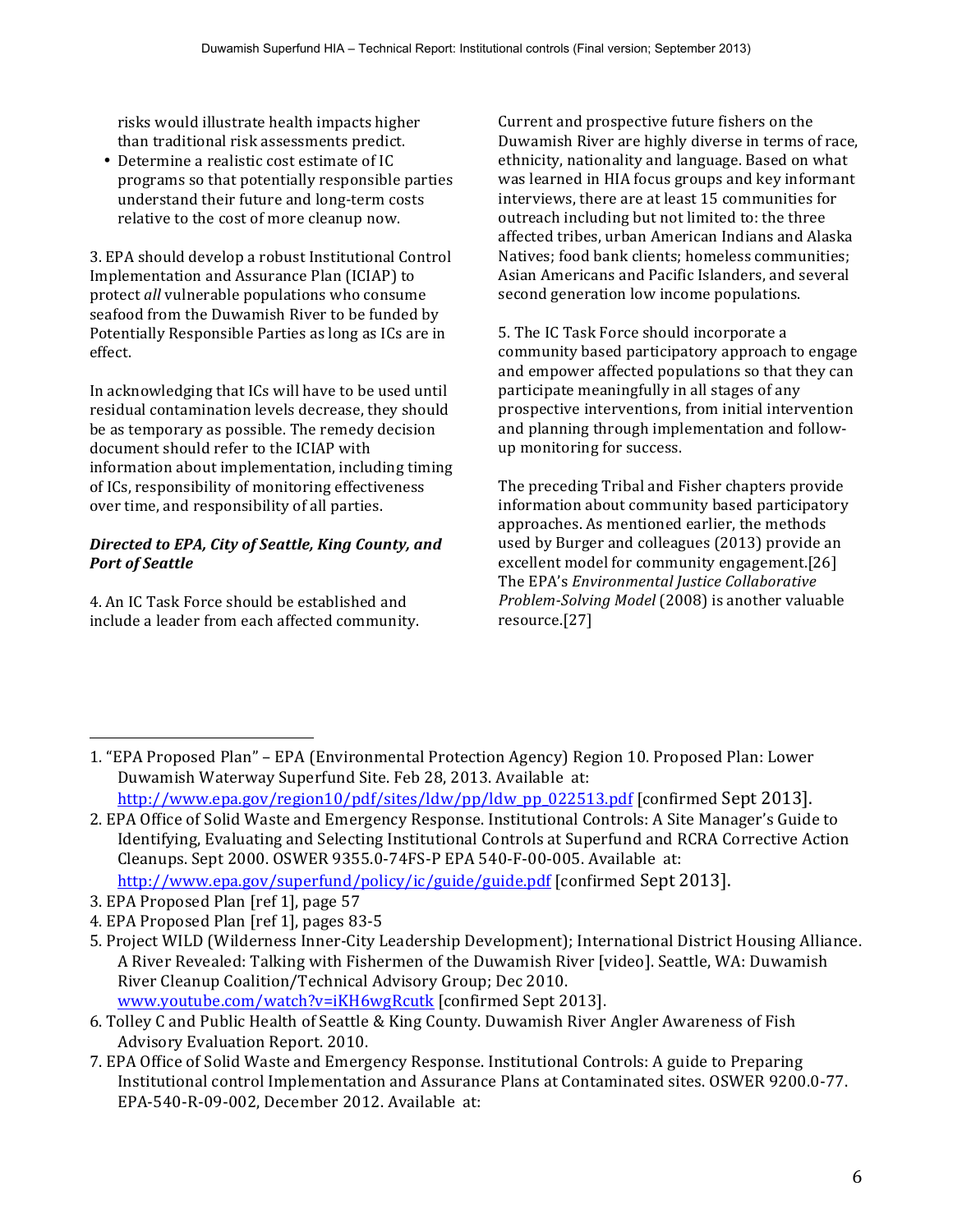risks would illustrate health impacts higher than traditional risk assessments predict.

- Determine a realistic cost estimate of IC programs so that potentially responsible parties understand their future and long-term costs relative to the cost of more cleanup now.

3. EPA should develop a robust Institutional Control Implementation and Assurance Plan (ICIAP) to protect *all* vulnerable populations who consume seafood from the Duwamish River to be funded by Potentially Responsible Parties as long as ICs are in effect.

In acknowledging that ICs will have to be used until residual contamination levels decrease, they should be as temporary as possible. The remedy decision document should refer to the ICIAP with information about implementation, including timing of ICs, responsibility of monitoring effectiveness over time, and responsibility of all parties.

***Directed to EPA, City of Seattle, King County, and Port of Seattle***

4. An IC Task Force should be established and include a leader from each affected community. Current and prospective future fishers on the Duwamish River are highly diverse in terms of race, ethnicity, nationality and language. Based on what was learned in HIA focus groups and key informant interviews, there are at least 15 communities for outreach including but not limited to: the three affected tribes, urban American Indians and Alaska Natives; food bank clients; homeless communities; Asian Americans and Pacific Islanders, and several second generation low income populations.

5. The IC Task Force should incorporate a community based participatory approach to engage and empower affected populations so that they can participate meaningfully in all stages of any prospective interventions, from initial intervention and planning through implementation and follow-up monitoring for success.

The preceding Tribal and Fisher chapters provide information about community based participatory approaches. As mentioned earlier, the methods used by Burger and colleagues (2013) provide an excellent model for community engagement.[26] The EPA's *Environmental Justice Collaborative Problem-Solving Model* (2008) is another valuable resource.[27]

---

1. "EPA Proposed Plan" – EPA (Environmental Protection Agency) Region 10. Proposed Plan: Lower Duwamish Waterway Superfund Site. Feb 28, 2013. Available at: http://www.epa.gov/region10/pdf/sites/ldw/pp/ldw_pp_022513.pdf [confirmed Sept 2013].
2. EPA Office of Solid Waste and Emergency Response. Institutional Controls: A Site Manager's Guide to Identifying, Evaluating and Selecting Institutional Controls at Superfund and RCRA Corrective Action Cleanups. Sept 2000. OSWER 9355.0-74FS-P EPA 540-F-00-005. Available at: http://www.epa.gov/superfund/policy/ic/guide/guide.pdf [confirmed Sept 2013].
3. EPA Proposed Plan [ref 1], page 57
4. EPA Proposed Plan [ref 1], pages 83-5
5. Project WILD (Wilderness Inner-City Leadership Development); International District Housing Alliance. A River Revealed: Talking with Fishermen of the Duwamish River [video]. Seattle, WA: Duwamish River Cleanup Coalition/Technical Advisory Group; Dec 2010. www.youtube.com/watch?v=iKH6wgRcutk [confirmed Sept 2013].
6. Tolley C and Public Health of Seattle & King County. Duwamish River Angler Awareness of Fish Advisory Evaluation Report. 2010.
7. EPA Office of Solid Waste and Emergency Response. Institutional Controls: A guide to Preparing Institutional control Implementation and Assurance Plans at Contaminated sites. OSWER 9200.0-77. EPA-540-R-09-002, December 2012. Available at: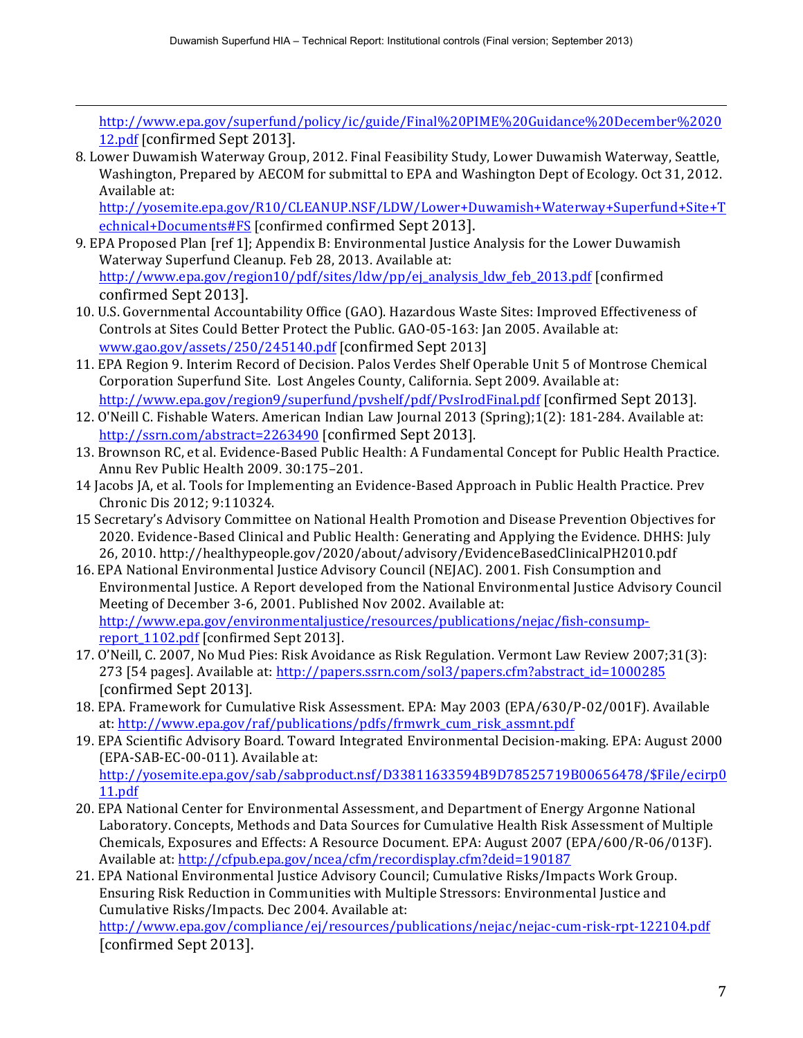http://www.epa.gov/superfund/policy/ic/guide/Final%20PIME%20Guidance%20December%202012.pdf [confirmed Sept 2013].

8. Lower Duwamish Waterway Group, 2012. Final Feasibility Study, Lower Duwamish Waterway, Seattle, Washington, Prepared by AECOM for submittal to EPA and Washington Dept of Ecology. Oct 31, 2012. Available at: http://yosemite.epa.gov/R10/CLEANUP.NSF/LDW/Lower+Duwamish+Waterway+Superfund+Site+Technical+Documents#FS [confirmed confirmed Sept 2013].
9. EPA Proposed Plan [ref 1]; Appendix B: Environmental Justice Analysis for the Lower Duwamish Waterway Superfund Cleanup. Feb 28, 2013. Available at: http://www.epa.gov/region10/pdf/sites/ldw/pp/ej_analysis_ldw_feb_2013.pdf [confirmed confirmed Sept 2013].
10. U.S. Governmental Accountability Office (GAO). Hazardous Waste Sites: Improved Effectiveness of Controls at Sites Could Better Protect the Public. GAO-05-163: Jan 2005. Available at: www.gao.gov/assets/250/245140.pdf [confirmed Sept 2013]
11. EPA Region 9. Interim Record of Decision. Palos Verdes Shelf Operable Unit 5 of Montrose Chemical Corporation Superfund Site. Lost Angeles County, California. Sept 2009. Available at: http://www.epa.gov/region9/superfund/pvshelf/pdf/PvsIrodFinal.pdf [confirmed Sept 2013].
12. O'Neill C. Fishable Waters. American Indian Law Journal 2013 (Spring);1(2): 181-284. Available at: http://ssrn.com/abstract=2263490 [confirmed Sept 2013].
13. Brownson RC, et al. Evidence-Based Public Health: A Fundamental Concept for Public Health Practice. Annu Rev Public Health 2009. 30:175–201.
14 Jacobs JA, et al. Tools for Implementing an Evidence-Based Approach in Public Health Practice. Prev Chronic Dis 2012; 9:110324.
15 Secretary's Advisory Committee on National Health Promotion and Disease Prevention Objectives for 2020. Evidence-Based Clinical and Public Health: Generating and Applying the Evidence. DHHS: July 26, 2010. http://healthypeople.gov/2020/about/advisory/EvidenceBasedClinicalPH2010.pdf
16. EPA National Environmental Justice Advisory Council (NEJAC). 2001. Fish Consumption and Environmental Justice. A Report developed from the National Environmental Justice Advisory Council Meeting of December 3-6, 2001. Published Nov 2002. Available at: http://www.epa.gov/environmentaljustice/resources/publications/nejac/fish-consump-report_1102.pdf [confirmed Sept 2013].
17. O'Neill, C. 2007, No Mud Pies: Risk Avoidance as Risk Regulation. Vermont Law Review 2007;31(3): 273 [54 pages]. Available at: http://papers.ssrn.com/sol3/papers.cfm?abstract_id=1000285 [confirmed Sept 2013].
18. EPA. Framework for Cumulative Risk Assessment. EPA: May 2003 (EPA/630/P-02/001F). Available at: http://www.epa.gov/raf/publications/pdfs/frmwrk_cum_risk_assmnt.pdf
19. EPA Scientific Advisory Board. Toward Integrated Environmental Decision-making. EPA: August 2000 (EPA-SAB-EC-00-011). Available at: http://yosemite.epa.gov/sab/sabproduct.nsf/D33811633594B9D78525719B00656478/$File/ecirp011.pdf
20. EPA National Center for Environmental Assessment, and Department of Energy Argonne National Laboratory. Concepts, Methods and Data Sources for Cumulative Health Risk Assessment of Multiple Chemicals, Exposures and Effects: A Resource Document. EPA: August 2007 (EPA/600/R-06/013F). Available at: http://cfpub.epa.gov/ncea/cfm/recordisplay.cfm?deid=190187
21. EPA National Environmental Justice Advisory Council; Cumulative Risks/Impacts Work Group. Ensuring Risk Reduction in Communities with Multiple Stressors: Environmental Justice and Cumulative Risks/Impacts. Dec 2004. Available at: http://www.epa.gov/compliance/ej/resources/publications/nejac/nejac-cum-risk-rpt-122104.pdf [confirmed Sept 2013].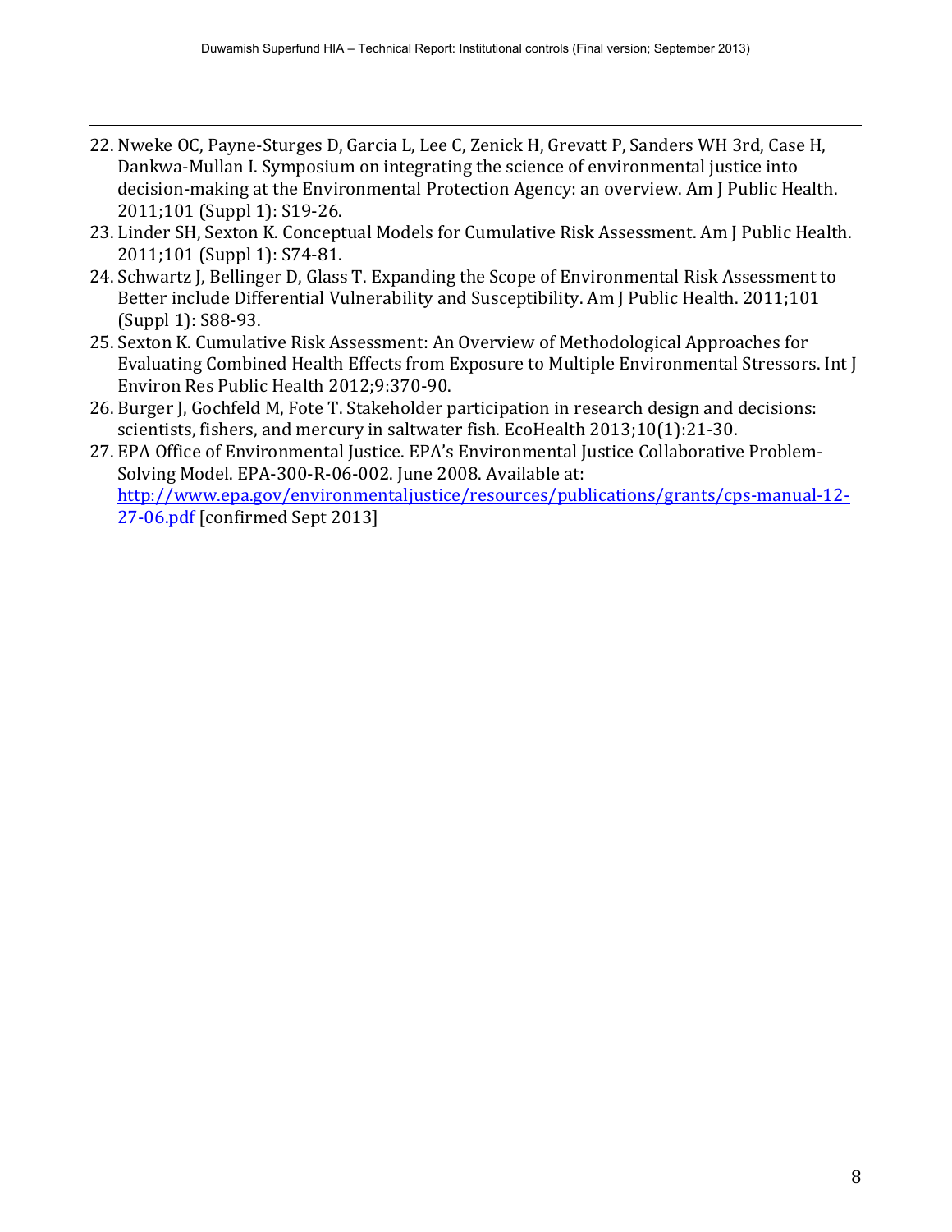22. Nweke OC, Payne-Sturges D, Garcia L, Lee C, Zenick H, Grevatt P, Sanders WH 3rd, Case H, Dankwa-Mullan I. Symposium on integrating the science of environmental justice into decision-making at the Environmental Protection Agency: an overview. Am J Public Health. 2011;101 (Suppl 1): S19-26.
23. Linder SH, Sexton K. Conceptual Models for Cumulative Risk Assessment. Am J Public Health. 2011;101 (Suppl 1): S74-81.
24. Schwartz J, Bellinger D, Glass T. Expanding the Scope of Environmental Risk Assessment to Better include Differential Vulnerability and Susceptibility. Am J Public Health. 2011;101 (Suppl 1): S88-93.
25. Sexton K. Cumulative Risk Assessment: An Overview of Methodological Approaches for Evaluating Combined Health Effects from Exposure to Multiple Environmental Stressors. Int J Environ Res Public Health 2012;9:370-90.
26. Burger J, Gochfeld M, Fote T. Stakeholder participation in research design and decisions: scientists, fishers, and mercury in saltwater fish. EcoHealth 2013;10(1):21-30.
27. EPA Office of Environmental Justice. EPA's Environmental Justice Collaborative Problem-Solving Model. EPA-300-R-06-002. June 2008. Available at: http://www.epa.gov/environmentaljustice/resources/publications/grants/cps-manual-12-27-06.pdf [confirmed Sept 2013]